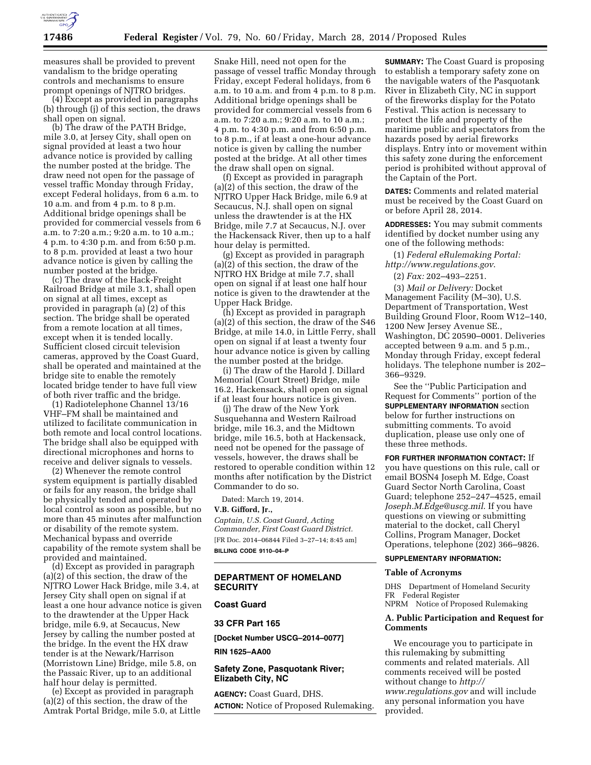measures shall be provided to prevent vandalism to the bridge operating controls and mechanisms to ensure prompt openings of NJTRO bridges.

(4) Except as provided in paragraphs (b) through (j) of this section, the draws shall open on signal.

(b) The draw of the PATH Bridge, mile 3.0, at Jersey City, shall open on signal provided at least a two hour advance notice is provided by calling the number posted at the bridge. The draw need not open for the passage of vessel traffic Monday through Friday, except Federal holidays, from 6 a.m. to 10 a.m. and from 4 p.m. to 8 p.m. Additional bridge openings shall be provided for commercial vessels from 6 a.m. to 7:20 a.m.; 9:20 a.m. to 10 a.m.; 4 p.m. to 4:30 p.m. and from 6:50 p.m. to 8 p.m. provided at least a two hour advance notice is given by calling the number posted at the bridge.

(c) The draw of the Hack-Freight Railroad Bridge at mile 3.1, shall open on signal at all times, except as provided in paragraph (a) (2) of this section. The bridge shall be operated from a remote location at all times, except when it is tended locally. Sufficient closed circuit television cameras, approved by the Coast Guard, shall be operated and maintained at the bridge site to enable the remotely located bridge tender to have full view of both river traffic and the bridge.

(1) Radiotelephone Channel 13/16 VHF–FM shall be maintained and utilized to facilitate communication in both remote and local control locations. The bridge shall also be equipped with directional microphones and horns to receive and deliver signals to vessels.

(2) Whenever the remote control system equipment is partially disabled or fails for any reason, the bridge shall be physically tended and operated by local control as soon as possible, but no more than 45 minutes after malfunction or disability of the remote system. Mechanical bypass and override capability of the remote system shall be provided and maintained.

(d) Except as provided in paragraph (a)(2) of this section, the draw of the NJTRO Lower Hack Bridge, mile 3.4, at Jersey City shall open on signal if at least a one hour advance notice is given to the drawtender at the Upper Hack bridge, mile 6.9, at Secaucus, New Jersey by calling the number posted at the bridge. In the event the HX draw tender is at the Newark/Harrison (Morristown Line) Bridge, mile 5.8, on the Passaic River, up to an additional half hour delay is permitted.

(e) Except as provided in paragraph (a)(2) of this section, the draw of the Amtrak Portal Bridge, mile 5.0, at Little Snake Hill, need not open for the passage of vessel traffic Monday through Friday, except Federal holidays, from 6 a.m. to 10 a.m. and from 4 p.m. to 8 p.m. Additional bridge openings shall be provided for commercial vessels from 6 a.m. to 7:20 a.m.; 9:20 a.m. to 10 a.m.; 4 p.m. to 4:30 p.m. and from 6:50 p.m. to 8 p.m., if at least a one-hour advance notice is given by calling the number posted at the bridge. At all other times the draw shall open on signal.

(f) Except as provided in paragraph (a)(2) of this section, the draw of the NJTRO Upper Hack Bridge, mile 6.9 at Secaucus, N.J. shall open on signal unless the drawtender is at the HX Bridge, mile 7.7 at Secaucus, N.J. over the Hackensack River, then up to a half hour delay is permitted.

(g) Except as provided in paragraph (a)(2) of this section, the draw of the NJTRO HX Bridge at mile 7.7, shall open on signal if at least one half hour notice is given to the drawtender at the Upper Hack Bridge.

(h) Except as provided in paragraph (a)(2) of this section, the draw of the S46 Bridge, at mile 14.0, in Little Ferry, shall open on signal if at least a twenty four hour advance notice is given by calling the number posted at the bridge.

(i) The draw of the Harold J. Dillard Memorial (Court Street) Bridge, mile 16.2, Hackensack, shall open on signal if at least four hours notice is given.

(j) The draw of the New York Susquehanna and Western Railroad bridge, mile 16.3, and the Midtown bridge, mile 16.5, both at Hackensack, need not be opened for the passage of vessels, however, the draws shall be restored to operable condition within 12 months after notification by the District Commander to do so.

Dated: March 19, 2014.

**V.B. Gifford, Jr.,**

*Captain, U.S. Coast Guard, Acting Commander, First Coast Guard District.*

[FR Doc. 2014–06844 Filed 3–27–14; 8:45 am]

**BILLING CODE 9110–04–P**

---

## DEPARTMENT OF HOMELAND SECURITY

## Coast Guard

## 33 CFR Part 165

**[Docket Number USCG–2014–0077]**

**RIN 1625–AA00**

## Safety Zone, Pasquotank River; Elizabeth City, NC

**AGENCY:** Coast Guard, DHS.

**ACTION:** Notice of Proposed Rulemaking.

**SUMMARY:** The Coast Guard is proposing to establish a temporary safety zone on the navigable waters of the Pasquotank River in Elizabeth City, NC in support of the fireworks display for the Potato Festival. This action is necessary to protect the life and property of the maritime public and spectators from the hazards posed by aerial fireworks displays. Entry into or movement within this safety zone during the enforcement period is prohibited without approval of the Captain of the Port.

**DATES:** Comments and related material must be received by the Coast Guard on or before April 28, 2014.

**ADDRESSES:** You may submit comments identified by docket number using any one of the following methods:

(1) *Federal eRulemaking Portal: http://www.regulations.gov*.

(2) *Fax:* 202–493–2251.

(3) *Mail or Delivery:* Docket Management Facility (M–30), U.S. Department of Transportation, West Building Ground Floor, Room W12–140, 1200 New Jersey Avenue SE., Washington, DC 20590–0001. Deliveries accepted between 9 a.m. and 5 p.m., Monday through Friday, except federal holidays. The telephone number is 202–366–9329.

See the ''Public Participation and Request for Comments'' portion of the **SUPPLEMENTARY INFORMATION** section below for further instructions on submitting comments. To avoid duplication, please use only one of these three methods.

**FOR FURTHER INFORMATION CONTACT:** If you have questions on this rule, call or email BOSN4 Joseph M. Edge, Coast Guard Sector North Carolina, Coast Guard; telephone 252–247–4525, email *Joseph.M.Edge@uscg.mil*. If you have questions on viewing or submitting material to the docket, call Cheryl Collins, Program Manager, Docket Operations, telephone (202) 366–9826.

**SUPPLEMENTARY INFORMATION:**

### Table of Acronyms

DHS Department of Homeland Security
FR Federal Register
NPRM Notice of Proposed Rulemaking

### A. Public Participation and Request for Comments

We encourage you to participate in this rulemaking by submitting comments and related materials. All comments received will be posted without change to *http://www.regulations.gov* and will include any personal information you have provided.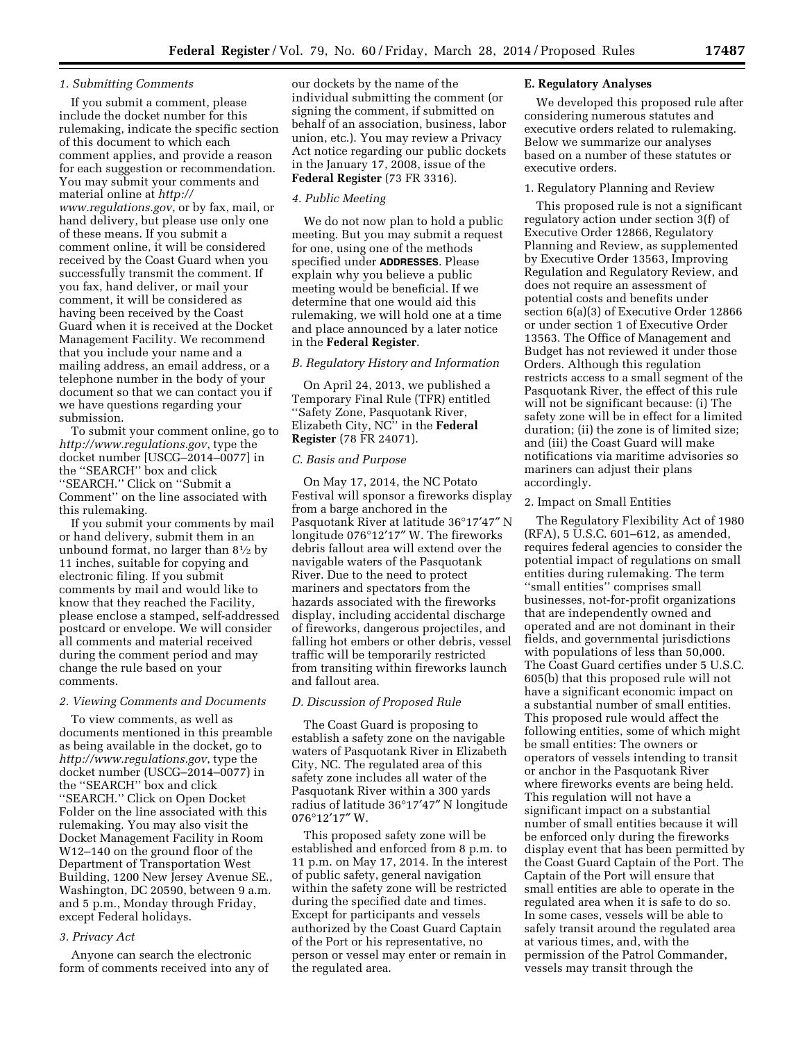### *1. Submitting Comments*

If you submit a comment, please include the docket number for this rulemaking, indicate the specific section of this document to which each comment applies, and provide a reason for each suggestion or recommendation. You may submit your comments and material online at *http://www.regulations.gov*, or by fax, mail, or hand delivery, but please use only one of these means. If you submit a comment online, it will be considered received by the Coast Guard when you successfully transmit the comment. If you fax, hand deliver, or mail your comment, it will be considered as having been received by the Coast Guard when it is received at the Docket Management Facility. We recommend that you include your name and a mailing address, an email address, or a telephone number in the body of your document so that we can contact you if we have questions regarding your submission.

To submit your comment online, go to *http://www.regulations.gov*, type the docket number [USCG–2014–0077] in the ''SEARCH'' box and click ''SEARCH.'' Click on ''Submit a Comment'' on the line associated with this rulemaking.

If you submit your comments by mail or hand delivery, submit them in an unbound format, no larger than 8½ by 11 inches, suitable for copying and electronic filing. If you submit comments by mail and would like to know that they reached the Facility, please enclose a stamped, self-addressed postcard or envelope. We will consider all comments and material received during the comment period and may change the rule based on your comments.

### *2. Viewing Comments and Documents*

To view comments, as well as documents mentioned in this preamble as being available in the docket, go to *http://www.regulations.gov*, type the docket number (USCG–2014–0077) in the ''SEARCH'' box and click ''SEARCH.'' Click on Open Docket Folder on the line associated with this rulemaking. You may also visit the Docket Management Facility in Room W12–140 on the ground floor of the Department of Transportation West Building, 1200 New Jersey Avenue SE., Washington, DC 20590, between 9 a.m. and 5 p.m., Monday through Friday, except Federal holidays.

### *3. Privacy Act*

Anyone can search the electronic form of comments received into any of our dockets by the name of the individual submitting the comment (or signing the comment, if submitted on behalf of an association, business, labor union, etc.). You may review a Privacy Act notice regarding our public dockets in the January 17, 2008, issue of the **Federal Register** (73 FR 3316).

### *4. Public Meeting*

We do not now plan to hold a public meeting. But you may submit a request for one, using one of the methods specified under **ADDRESSES**. Please explain why you believe a public meeting would be beneficial. If we determine that one would aid this rulemaking, we will hold one at a time and place announced by a later notice in the **Federal Register**.

## *B. Regulatory History and Information*

On April 24, 2013, we published a Temporary Final Rule (TFR) entitled ''Safety Zone, Pasquotank River, Elizabeth City, NC'' in the **Federal Register** (78 FR 24071).

## *C. Basis and Purpose*

On May 17, 2014, the NC Potato Festival will sponsor a fireworks display from a barge anchored in the Pasquotank River at latitude 36°17′47″ N longitude 076°12′17″ W. The fireworks debris fallout area will extend over the navigable waters of the Pasquotank River. Due to the need to protect mariners and spectators from the hazards associated with the fireworks display, including accidental discharge of fireworks, dangerous projectiles, and falling hot embers or other debris, vessel traffic will be temporarily restricted from transiting within fireworks launch and fallout area.

## *D. Discussion of Proposed Rule*

The Coast Guard is proposing to establish a safety zone on the navigable waters of Pasquotank River in Elizabeth City, NC. The regulated area of this safety zone includes all water of the Pasquotank River within a 300 yards radius of latitude 36°17′47″ N longitude 076°12′17″ W.

This proposed safety zone will be established and enforced from 8 p.m. to 11 p.m. on May 17, 2014. In the interest of public safety, general navigation within the safety zone will be restricted during the specified date and times. Except for participants and vessels authorized by the Coast Guard Captain of the Port or his representative, no person or vessel may enter or remain in the regulated area.

## **E. Regulatory Analyses**

We developed this proposed rule after considering numerous statutes and executive orders related to rulemaking. Below we summarize our analyses based on a number of these statutes or executive orders.

### 1. Regulatory Planning and Review

This proposed rule is not a significant regulatory action under section 3(f) of Executive Order 12866, Regulatory Planning and Review, as supplemented by Executive Order 13563, Improving Regulation and Regulatory Review, and does not require an assessment of potential costs and benefits under section 6(a)(3) of Executive Order 12866 or under section 1 of Executive Order 13563. The Office of Management and Budget has not reviewed it under those Orders. Although this regulation restricts access to a small segment of the Pasquotank River, the effect of this rule will not be significant because: (i) The safety zone will be in effect for a limited duration; (ii) the zone is of limited size; and (iii) the Coast Guard will make notifications via maritime advisories so mariners can adjust their plans accordingly.

### 2. Impact on Small Entities

The Regulatory Flexibility Act of 1980 (RFA), 5 U.S.C. 601–612, as amended, requires federal agencies to consider the potential impact of regulations on small entities during rulemaking. The term ''small entities'' comprises small businesses, not-for-profit organizations that are independently owned and operated and are not dominant in their fields, and governmental jurisdictions with populations of less than 50,000. The Coast Guard certifies under 5 U.S.C. 605(b) that this proposed rule will not have a significant economic impact on a substantial number of small entities. This proposed rule would affect the following entities, some of which might be small entities: The owners or operators of vessels intending to transit or anchor in the Pasquotank River where fireworks events are being held. This regulation will not have a significant impact on a substantial number of small entities because it will be enforced only during the fireworks display event that has been permitted by the Coast Guard Captain of the Port. The Captain of the Port will ensure that small entities are able to operate in the regulated area when it is safe to do so. In some cases, vessels will be able to safely transit around the regulated area at various times, and, with the permission of the Patrol Commander, vessels may transit through the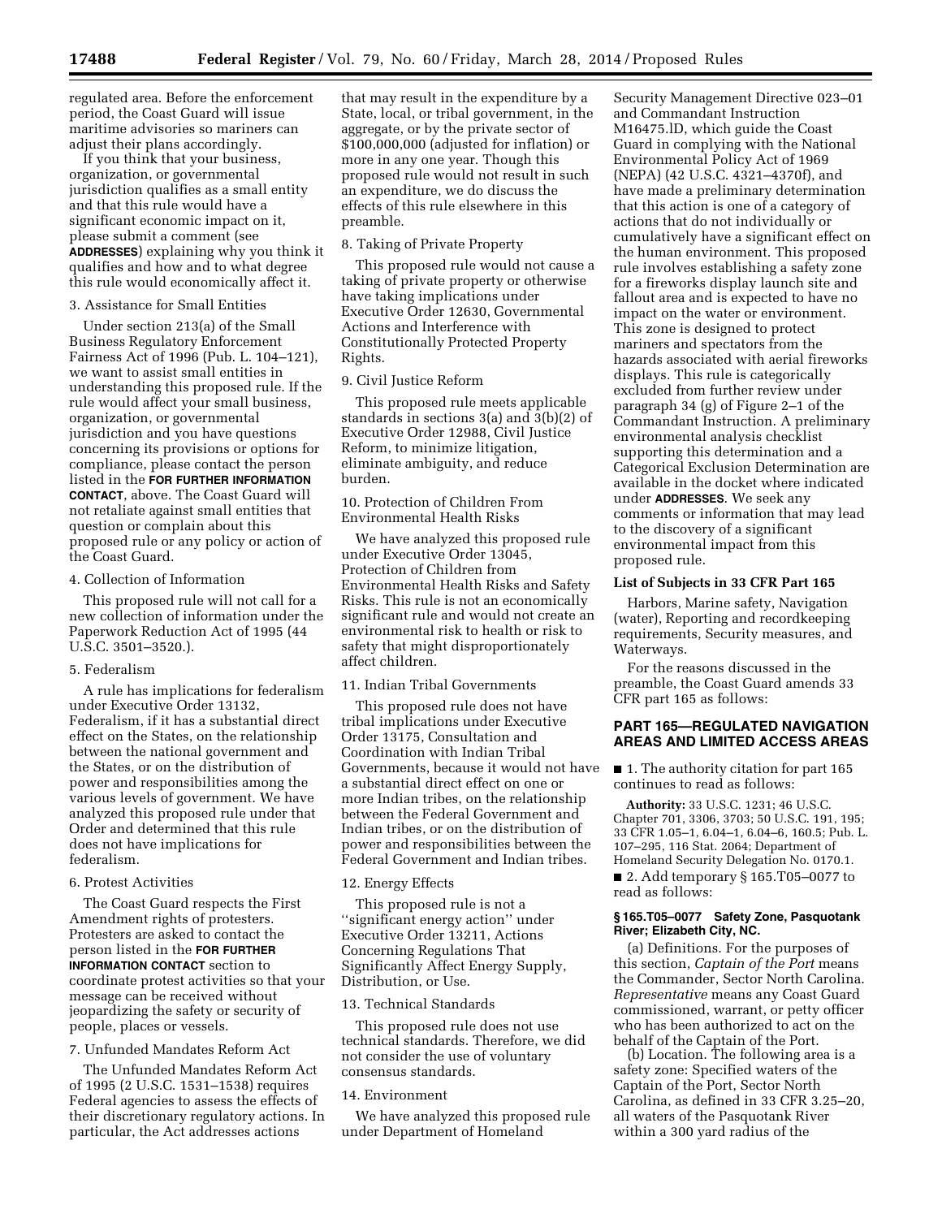regulated area. Before the enforcement period, the Coast Guard will issue maritime advisories so mariners can adjust their plans accordingly.

If you think that your business, organization, or governmental jurisdiction qualifies as a small entity and that this rule would have a significant economic impact on it, please submit a comment (see **ADDRESSES**) explaining why you think it qualifies and how and to what degree this rule would economically affect it.

3. Assistance for Small Entities

Under section 213(a) of the Small Business Regulatory Enforcement Fairness Act of 1996 (Pub. L. 104–121), we want to assist small entities in understanding this proposed rule. If the rule would affect your small business, organization, or governmental jurisdiction and you have questions concerning its provisions or options for compliance, please contact the person listed in the **FOR FURTHER INFORMATION CONTACT**, above. The Coast Guard will not retaliate against small entities that question or complain about this proposed rule or any policy or action of the Coast Guard.

4. Collection of Information

This proposed rule will not call for a new collection of information under the Paperwork Reduction Act of 1995 (44 U.S.C. 3501–3520.).

5. Federalism

A rule has implications for federalism under Executive Order 13132, Federalism, if it has a substantial direct effect on the States, on the relationship between the national government and the States, or on the distribution of power and responsibilities among the various levels of government. We have analyzed this proposed rule under that Order and determined that this rule does not have implications for federalism.

6. Protest Activities

The Coast Guard respects the First Amendment rights of protesters. Protesters are asked to contact the person listed in the **FOR FURTHER INFORMATION CONTACT** section to coordinate protest activities so that your message can be received without jeopardizing the safety or security of people, places or vessels.

7. Unfunded Mandates Reform Act

The Unfunded Mandates Reform Act of 1995 (2 U.S.C. 1531–1538) requires Federal agencies to assess the effects of their discretionary regulatory actions. In particular, the Act addresses actions that may result in the expenditure by a State, local, or tribal government, in the aggregate, or by the private sector of $100,000,000 (adjusted for inflation) or more in any one year. Though this proposed rule would not result in such an expenditure, we do discuss the effects of this rule elsewhere in this preamble.

8. Taking of Private Property

This proposed rule would not cause a taking of private property or otherwise have taking implications under Executive Order 12630, Governmental Actions and Interference with Constitutionally Protected Property Rights.

9. Civil Justice Reform

This proposed rule meets applicable standards in sections 3(a) and 3(b)(2) of Executive Order 12988, Civil Justice Reform, to minimize litigation, eliminate ambiguity, and reduce burden.

10. Protection of Children From Environmental Health Risks

We have analyzed this proposed rule under Executive Order 13045, Protection of Children from Environmental Health Risks and Safety Risks. This rule is not an economically significant rule and would not create an environmental risk to health or risk to safety that might disproportionately affect children.

11. Indian Tribal Governments

This proposed rule does not have tribal implications under Executive Order 13175, Consultation and Coordination with Indian Tribal Governments, because it would not have a substantial direct effect on one or more Indian tribes, on the relationship between the Federal Government and Indian tribes, or on the distribution of power and responsibilities between the Federal Government and Indian tribes.

12. Energy Effects

This proposed rule is not a ''significant energy action'' under Executive Order 13211, Actions Concerning Regulations That Significantly Affect Energy Supply, Distribution, or Use.

13. Technical Standards

This proposed rule does not use technical standards. Therefore, we did not consider the use of voluntary consensus standards.

14. Environment

We have analyzed this proposed rule under Department of Homeland Security Management Directive 023–01 and Commandant Instruction M16475.lD, which guide the Coast Guard in complying with the National Environmental Policy Act of 1969 (NEPA) (42 U.S.C. 4321–4370f), and have made a preliminary determination that this action is one of a category of actions that do not individually or cumulatively have a significant effect on the human environment. This proposed rule involves establishing a safety zone for a fireworks display launch site and fallout area and is expected to have no impact on the water or environment. This zone is designed to protect mariners and spectators from the hazards associated with aerial fireworks displays. This rule is categorically excluded from further review under paragraph 34 (g) of Figure 2–1 of the Commandant Instruction. A preliminary environmental analysis checklist supporting this determination and a Categorical Exclusion Determination are available in the docket where indicated under **ADDRESSES**. We seek any comments or information that may lead to the discovery of a significant environmental impact from this proposed rule.

**List of Subjects in 33 CFR Part 165**

Harbors, Marine safety, Navigation (water), Reporting and recordkeeping requirements, Security measures, and Waterways.

For the reasons discussed in the preamble, the Coast Guard amends 33 CFR part 165 as follows:

## PART 165—REGULATED NAVIGATION AREAS AND LIMITED ACCESS AREAS

■ 1. The authority citation for part 165 continues to read as follows:

**Authority:** 33 U.S.C. 1231; 46 U.S.C. Chapter 701, 3306, 3703; 50 U.S.C. 191, 195; 33 CFR 1.05–1, 6.04–1, 6.04–6, 160.5; Pub. L. 107–295, 116 Stat. 2064; Department of Homeland Security Delegation No. 0170.1.

■ 2. Add temporary § 165.T05–0077 to read as follows:

**§ 165.T05–0077 Safety Zone, Pasquotank River; Elizabeth City, NC.**

(a) Definitions. For the purposes of this section, *Captain of the Port* means the Commander, Sector North Carolina. *Representative* means any Coast Guard commissioned, warrant, or petty officer who has been authorized to act on the behalf of the Captain of the Port.

(b) Location. The following area is a safety zone: Specified waters of the Captain of the Port, Sector North Carolina, as defined in 33 CFR 3.25–20, all waters of the Pasquotank River within a 300 yard radius of the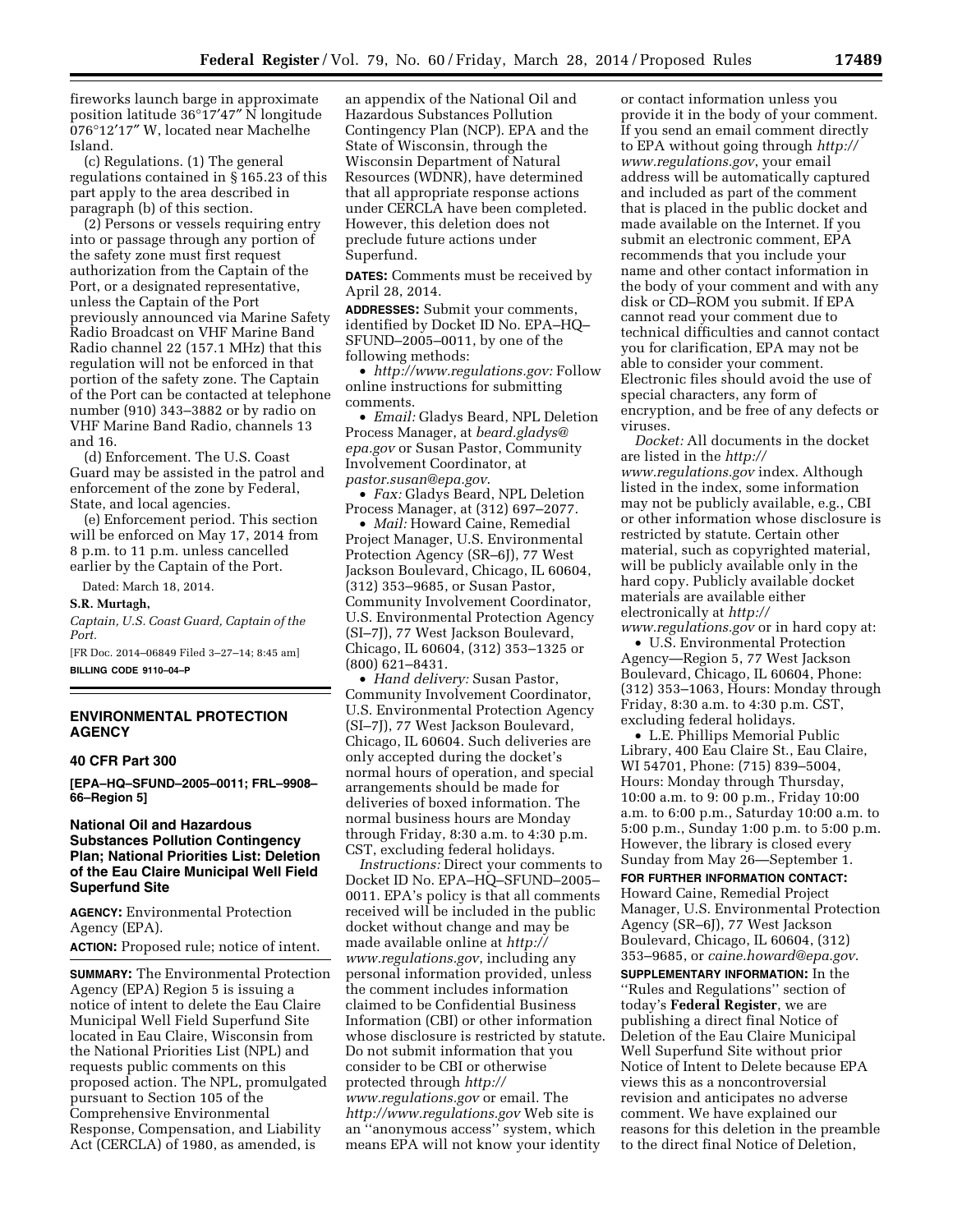fireworks launch barge in approximate position latitude 36°17′47″ N longitude 076°12′17″ W, located near Machelhe Island.

(c) Regulations. (1) The general regulations contained in § 165.23 of this part apply to the area described in paragraph (b) of this section.

(2) Persons or vessels requiring entry into or passage through any portion of the safety zone must first request authorization from the Captain of the Port, or a designated representative, unless the Captain of the Port previously announced via Marine Safety Radio Broadcast on VHF Marine Band Radio channel 22 (157.1 MHz) that this regulation will not be enforced in that portion of the safety zone. The Captain of the Port can be contacted at telephone number (910) 343–3882 or by radio on VHF Marine Band Radio, channels 13 and 16.

(d) Enforcement. The U.S. Coast Guard may be assisted in the patrol and enforcement of the zone by Federal, State, and local agencies.

(e) Enforcement period. This section will be enforced on May 17, 2014 from 8 p.m. to 11 p.m. unless cancelled earlier by the Captain of the Port.

Dated: March 18, 2014.

**S.R. Murtagh,**

*Captain, U.S. Coast Guard, Captain of the Port.*

[FR Doc. 2014–06849 Filed 3–27–14; 8:45 am]

**BILLING CODE 9110–04–P**

## ENVIRONMENTAL PROTECTION AGENCY

### 40 CFR Part 300

**[EPA–HQ–SFUND–2005–0011; FRL–9908–66–Region 5]**

### National Oil and Hazardous Substances Pollution Contingency Plan; National Priorities List: Deletion of the Eau Claire Municipal Well Field Superfund Site

**AGENCY:** Environmental Protection Agency (EPA).

**ACTION:** Proposed rule; notice of intent.

**SUMMARY:** The Environmental Protection Agency (EPA) Region 5 is issuing a notice of intent to delete the Eau Claire Municipal Well Field Superfund Site located in Eau Claire, Wisconsin from the National Priorities List (NPL) and requests public comments on this proposed action. The NPL, promulgated pursuant to Section 105 of the Comprehensive Environmental Response, Compensation, and Liability Act (CERCLA) of 1980, as amended, is an appendix of the National Oil and Hazardous Substances Pollution Contingency Plan (NCP). EPA and the State of Wisconsin, through the Wisconsin Department of Natural Resources (WDNR), have determined that all appropriate response actions under CERCLA have been completed. However, this deletion does not preclude future actions under Superfund.

**DATES:** Comments must be received by April 28, 2014.

**ADDRESSES:** Submit your comments, identified by Docket ID No. EPA–HQ–SFUND–2005–0011, by one of the following methods:

- *http://www.regulations.gov:* Follow online instructions for submitting comments.
- *Email:* Gladys Beard, NPL Deletion Process Manager, at *beard.gladys@epa.gov* or Susan Pastor, Community Involvement Coordinator, at *pastor.susan@epa.gov*.
- *Fax:* Gladys Beard, NPL Deletion Process Manager, at (312) 697–2077.
- *Mail:* Howard Caine, Remedial Project Manager, U.S. Environmental Protection Agency (SR–6J), 77 West Jackson Boulevard, Chicago, IL 60604, (312) 353–9685, or Susan Pastor, Community Involvement Coordinator, U.S. Environmental Protection Agency (SI–7J), 77 West Jackson Boulevard, Chicago, IL 60604, (312) 353–1325 or (800) 621–8431.
- *Hand delivery:* Susan Pastor, Community Involvement Coordinator, U.S. Environmental Protection Agency (SI–7J), 77 West Jackson Boulevard, Chicago, IL 60604. Such deliveries are only accepted during the docket's normal hours of operation, and special arrangements should be made for deliveries of boxed information. The normal business hours are Monday through Friday, 8:30 a.m. to 4:30 p.m. CST, excluding federal holidays.

*Instructions:* Direct your comments to Docket ID No. EPA–HQ–SFUND–2005–0011. EPA's policy is that all comments received will be included in the public docket without change and may be made available online at *http://www.regulations.gov*, including any personal information provided, unless the comment includes information claimed to be Confidential Business Information (CBI) or other information whose disclosure is restricted by statute. Do not submit information that you consider to be CBI or otherwise protected through *http://www.regulations.gov* or email. The *http://www.regulations.gov* Web site is an ''anonymous access'' system, which means EPA will not know your identity or contact information unless you provide it in the body of your comment. If you send an email comment directly to EPA without going through *http://www.regulations.gov*, your email address will be automatically captured and included as part of the comment that is placed in the public docket and made available on the Internet. If you submit an electronic comment, EPA recommends that you include your name and other contact information in the body of your comment and with any disk or CD–ROM you submit. If EPA cannot read your comment due to technical difficulties and cannot contact you for clarification, EPA may not be able to consider your comment. Electronic files should avoid the use of special characters, any form of encryption, and be free of any defects or viruses.

*Docket:* All documents in the docket are listed in the *http://www.regulations.gov* index. Although listed in the index, some information may not be publicly available, e.g., CBI or other information whose disclosure is restricted by statute. Certain other material, such as copyrighted material, will be publicly available only in the hard copy. Publicly available docket materials are available either electronically at *http://www.regulations.gov* or in hard copy at:

- U.S. Environmental Protection Agency—Region 5, 77 West Jackson Boulevard, Chicago, IL 60604, Phone: (312) 353–1063, Hours: Monday through Friday, 8:30 a.m. to 4:30 p.m. CST, excluding federal holidays.
- L.E. Phillips Memorial Public Library, 400 Eau Claire St., Eau Claire, WI 54701, Phone: (715) 839–5004, Hours: Monday through Thursday, 10:00 a.m. to 9: 00 p.m., Friday 10:00 a.m. to 6:00 p.m., Saturday 10:00 a.m. to 5:00 p.m., Sunday 1:00 p.m. to 5:00 p.m. However, the library is closed every Sunday from May 26—September 1.

**FOR FURTHER INFORMATION CONTACT:** Howard Caine, Remedial Project Manager, U.S. Environmental Protection Agency (SR–6J), 77 West Jackson Boulevard, Chicago, IL 60604, (312) 353–9685, or *caine.howard@epa.gov*.

**SUPPLEMENTARY INFORMATION:** In the ''Rules and Regulations'' section of today's **Federal Register**, we are publishing a direct final Notice of Deletion of the Eau Claire Municipal Well Superfund Site without prior Notice of Intent to Delete because EPA views this as a noncontroversial revision and anticipates no adverse comment. We have explained our reasons for this deletion in the preamble to the direct final Notice of Deletion,